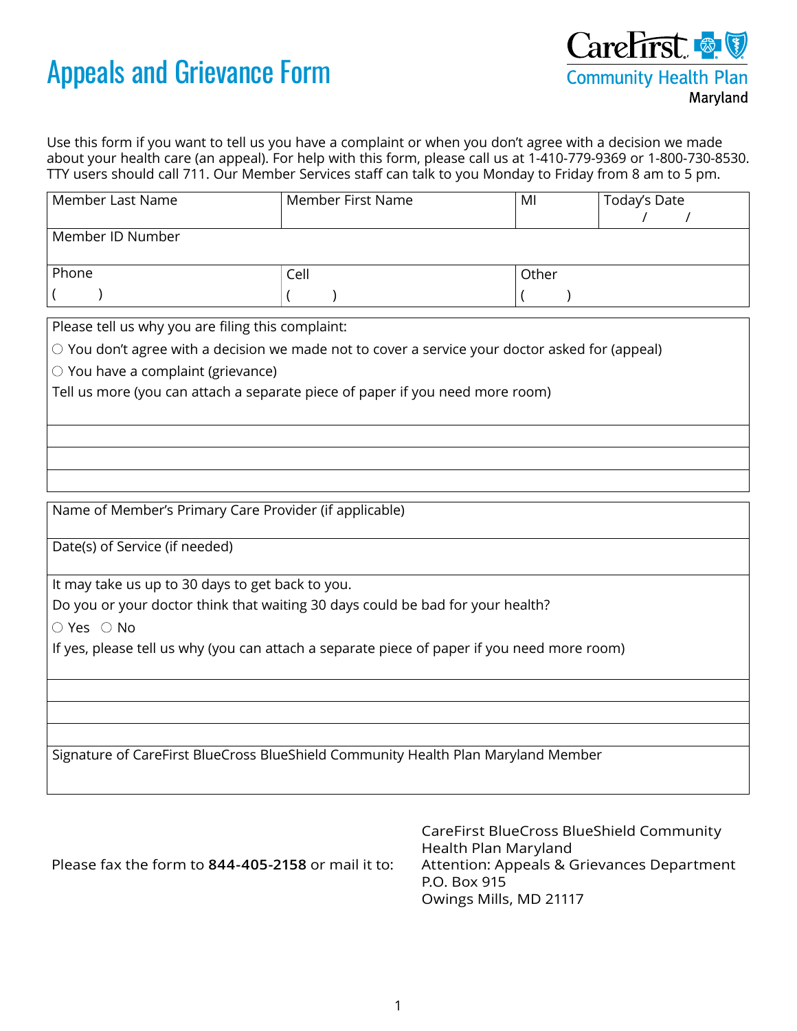# Appeals and Grievance Form

CareFirst Community Health Plan Maryland

Use this form if you want to tell us you have a complaint or when you don't agree with a decision we made about your health care (an appeal). For help with this form, please call us at 1-410-779-9369 or 1-800-730-8530. TTY users should call 711. Our Member Services staff can talk to you Monday to Friday from 8 am to 5 pm.

| Member Last Name | Member First Name | MI | Today's Date / / |
|---|---|---|---|
| Member ID Number | | | |
| Phone ( ) | Cell ( ) | Other ( ) | |

Please tell us why you are filing this complaint:

○ You don't agree with a decision we made not to cover a service your doctor asked for (appeal)

○ You have a complaint (grievance)

Tell us more (you can attach a separate piece of paper if you need more room)

Name of Member's Primary Care Provider (if applicable)

Date(s) of Service (if needed)

It may take us up to 30 days to get back to you.

Do you or your doctor think that waiting 30 days could be bad for your health?

○ Yes ○ No

If yes, please tell us why (you can attach a separate piece of paper if you need more room)

Signature of CareFirst BlueCross BlueShield Community Health Plan Maryland Member

Please fax the form to **844-405-2158** or mail it to:

CareFirst BlueCross BlueShield Community Health Plan Maryland
Attention: Appeals & Grievances Department
P.O. Box 915
Owings Mills, MD 21117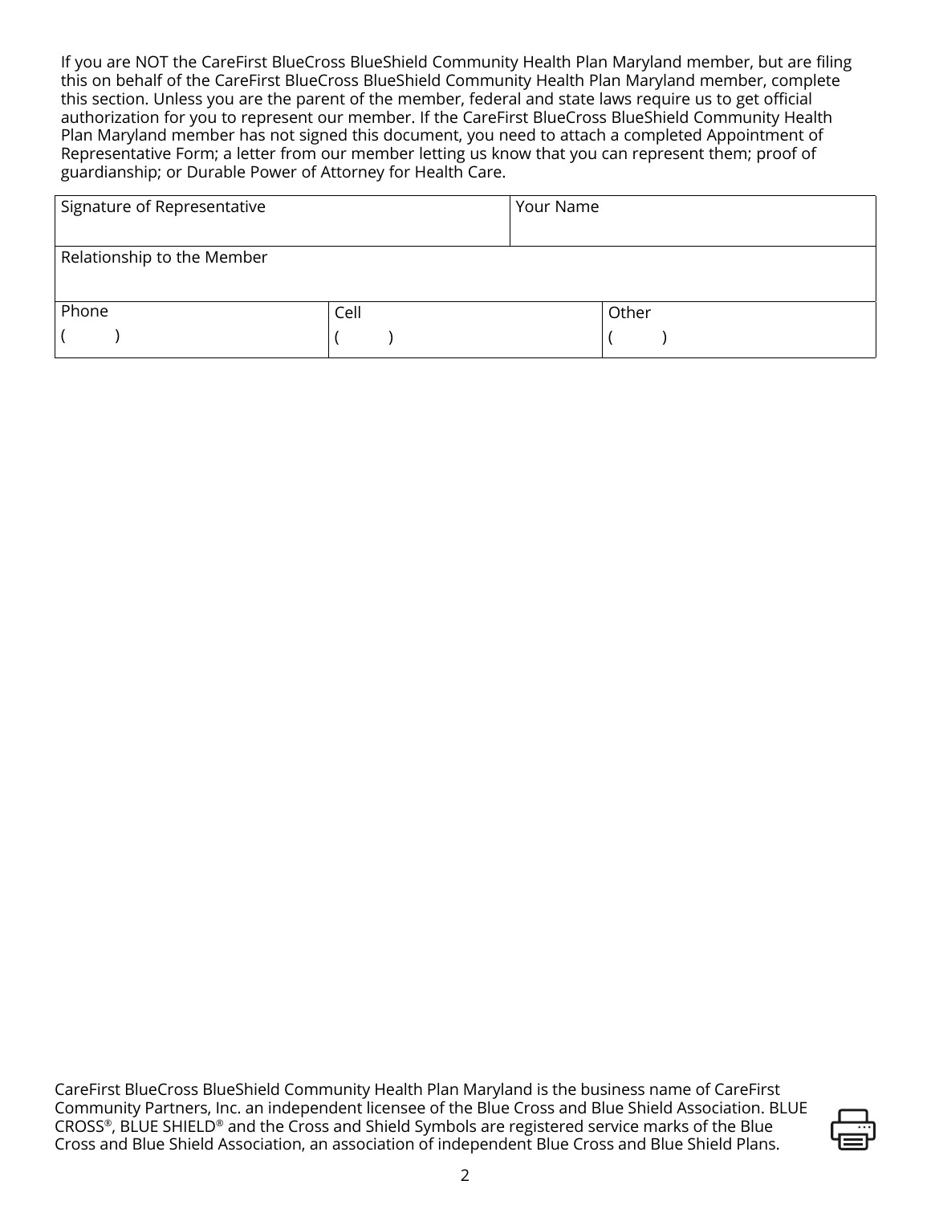If you are NOT the CareFirst BlueCross BlueShield Community Health Plan Maryland member, but are filing this on behalf of the CareFirst BlueCross BlueShield Community Health Plan Maryland member, complete this section. Unless you are the parent of the member, federal and state laws require us to get official authorization for you to represent our member. If the CareFirst BlueCross BlueShield Community Health Plan Maryland member has not signed this document, you need to attach a completed Appointment of Representative Form; a letter from our member letting us know that you can represent them; proof of guardianship; or Durable Power of Attorney for Health Care.

| | | |
|---|---|---|
| Signature of Representative | Your Name | |
| Relationship to the Member | | |
| Phone<br>(     ) | Cell<br>(     ) | Other<br>(     ) |

CareFirst BlueCross BlueShield Community Health Plan Maryland is the business name of CareFirst Community Partners, Inc. an independent licensee of the Blue Cross and Blue Shield Association. BLUE CROSS®, BLUE SHIELD® and the Cross and Shield Symbols are registered service marks of the Blue Cross and Blue Shield Association, an association of independent Blue Cross and Blue Shield Plans.